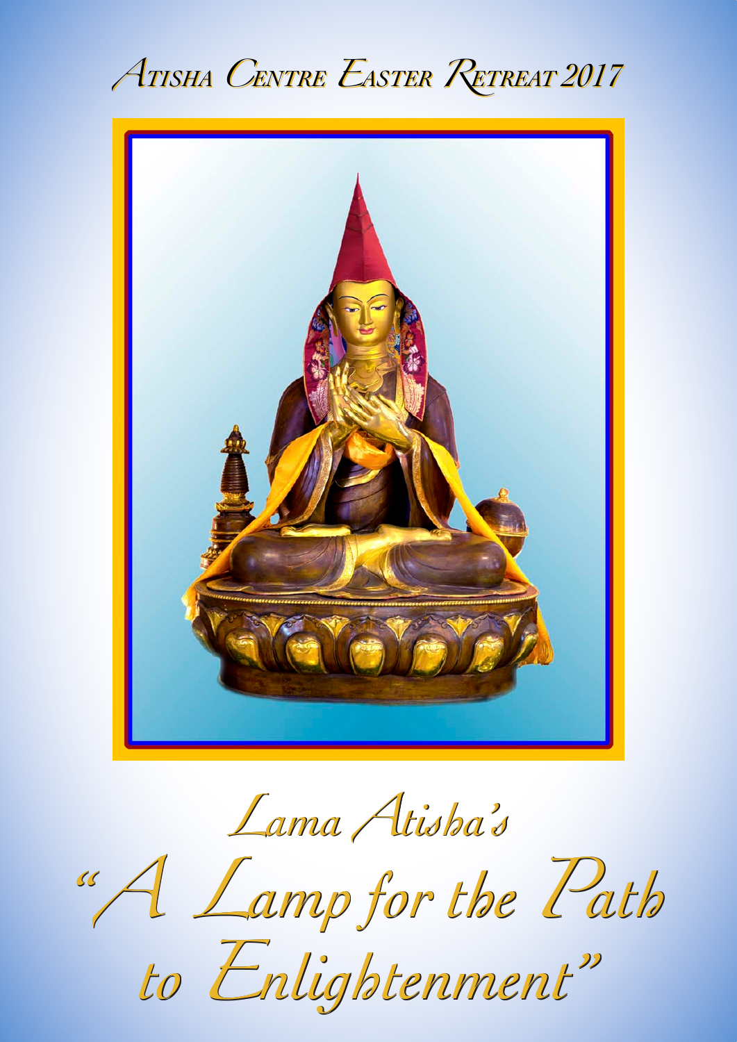# Atisha Centre Easter Retreat 2017

# Lama Atisha's

# "A Lamp for the Path to Enlightenment"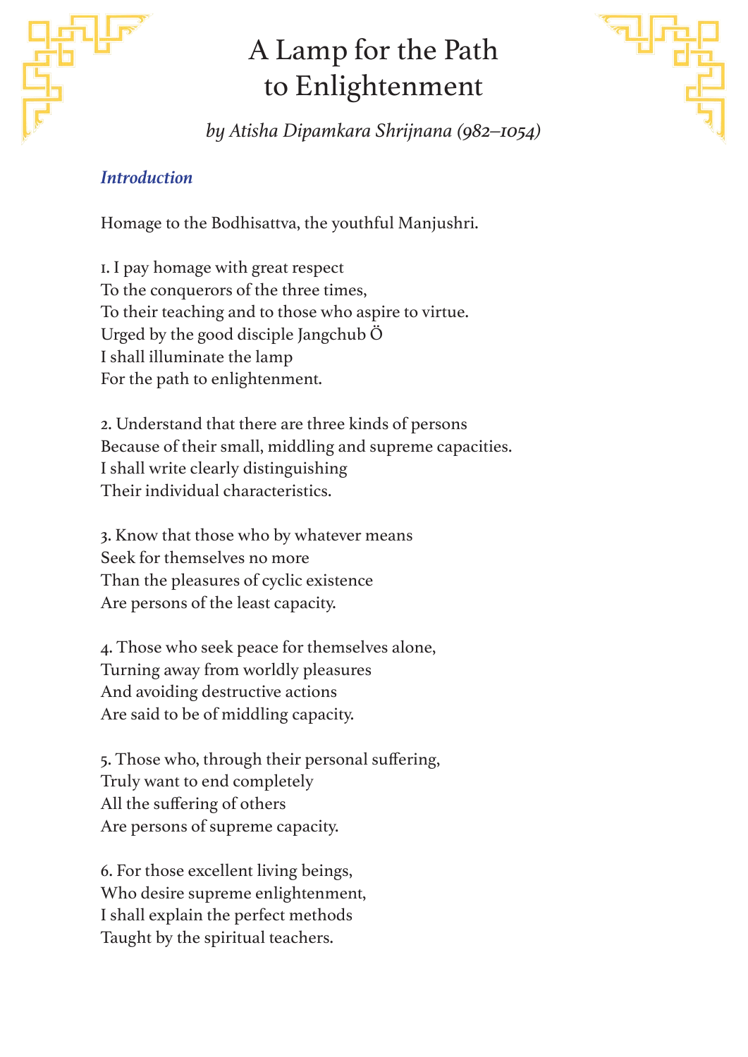# A Lamp for the Path to Enlightenment

*by Atisha Dipamkara Shrijnana (982–1054)*

## *Introduction*

Homage to the Bodhisattva, the youthful Manjushri.

1. I pay homage with great respect
To the conquerors of the three times,
To their teaching and to those who aspire to virtue.
Urged by the good disciple Jangchub Ö
I shall illuminate the lamp
For the path to enlightenment.

2. Understand that there are three kinds of persons
Because of their small, middling and supreme capacities.
I shall write clearly distinguishing
Their individual characteristics.

3. Know that those who by whatever means
Seek for themselves no more
Than the pleasures of cyclic existence
Are persons of the least capacity.

4. Those who seek peace for themselves alone,
Turning away from worldly pleasures
And avoiding destructive actions
Are said to be of middling capacity.

5. Those who, through their personal suffering,
Truly want to end completely
All the suffering of others
Are persons of supreme capacity.

6. For those excellent living beings,
Who desire supreme enlightenment,
I shall explain the perfect methods
Taught by the spiritual teachers.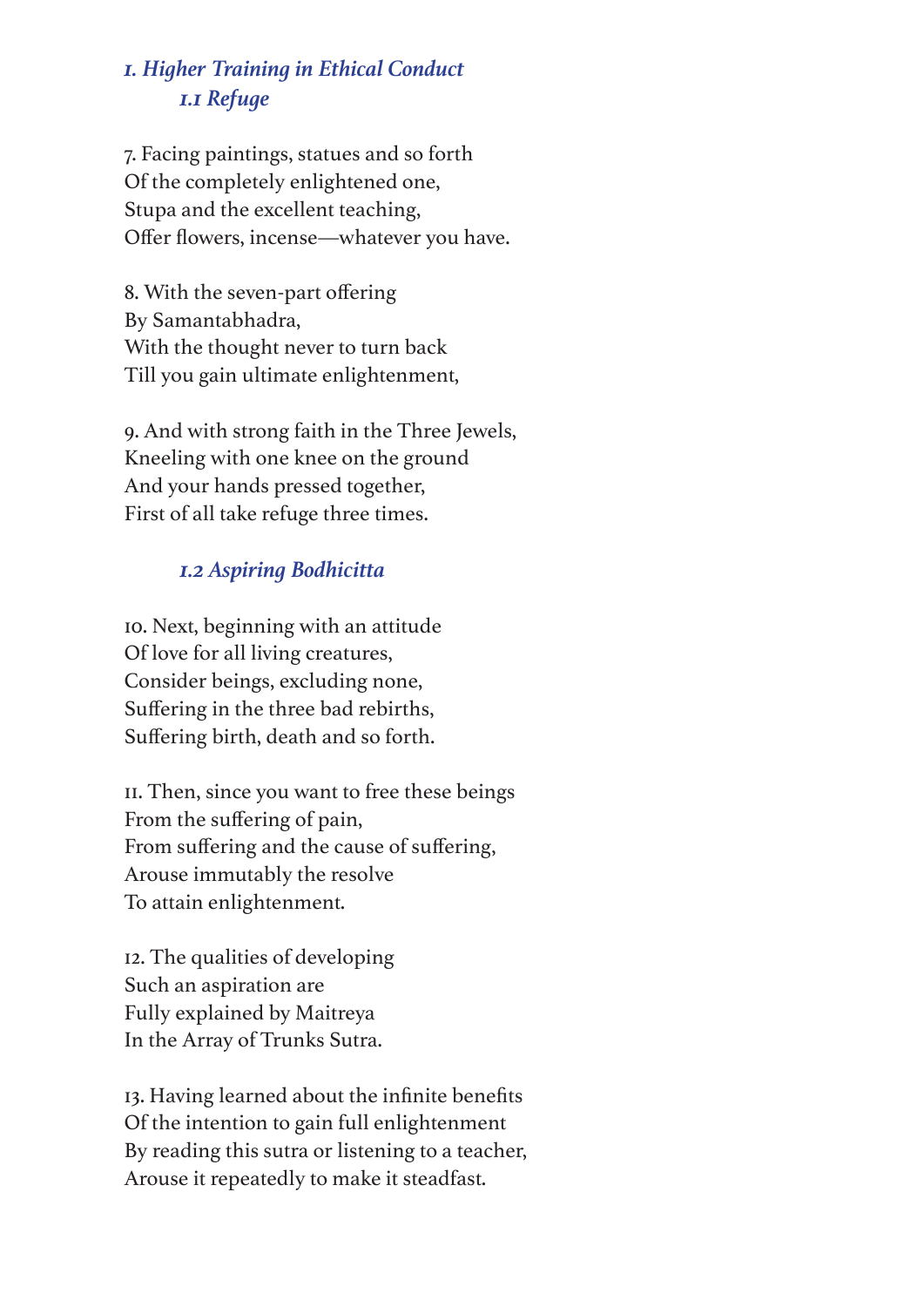## *1. Higher Training in Ethical Conduct*

### *1.1 Refuge*

7. Facing paintings, statues and so forth  
Of the completely enlightened one,  
Stupa and the excellent teaching,  
Offer flowers, incense—whatever you have.

8. With the seven-part offering  
By Samantabhadra,  
With the thought never to turn back  
Till you gain ultimate enlightenment,

9. And with strong faith in the Three Jewels,  
Kneeling with one knee on the ground  
And your hands pressed together,  
First of all take refuge three times.

### *1.2 Aspiring Bodhicitta*

10. Next, beginning with an attitude  
Of love for all living creatures,  
Consider beings, excluding none,  
Suffering in the three bad rebirths,  
Suffering birth, death and so forth.

11. Then, since you want to free these beings  
From the suffering of pain,  
From suffering and the cause of suffering,  
Arouse immutably the resolve  
To attain enlightenment.

12. The qualities of developing  
Such an aspiration are  
Fully explained by Maitreya  
In the Array of Trunks Sutra.

13. Having learned about the infinite benefits  
Of the intention to gain full enlightenment  
By reading this sutra or listening to a teacher,  
Arouse it repeatedly to make it steadfast.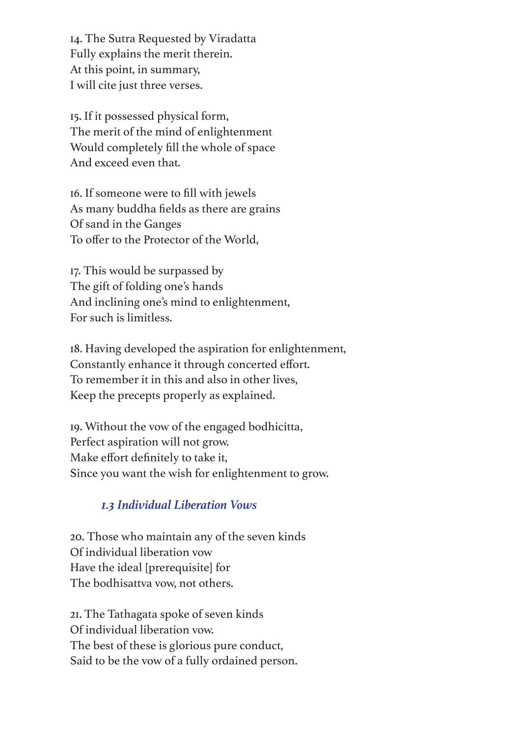14. The Sutra Requested by Viradatta  
Fully explains the merit therein.  
At this point, in summary,  
I will cite just three verses.

15. If it possessed physical form,  
The merit of the mind of enlightenment  
Would completely fill the whole of space  
And exceed even that.

16. If someone were to fill with jewels  
As many buddha fields as there are grains  
Of sand in the Ganges  
To offer to the Protector of the World,

17. This would be surpassed by  
The gift of folding one's hands  
And inclining one's mind to enlightenment,  
For such is limitless.

18. Having developed the aspiration for enlightenment,  
Constantly enhance it through concerted effort.  
To remember it in this and also in other lives,  
Keep the precepts properly as explained.

19. Without the vow of the engaged bodhicitta,  
Perfect aspiration will not grow.  
Make effort definitely to take it,  
Since you want the wish for enlightenment to grow.

### *1.3 Individual Liberation Vows*

20. Those who maintain any of the seven kinds  
Of individual liberation vow  
Have the ideal [prerequisite] for  
The bodhisattva vow, not others.

21. The Tathagata spoke of seven kinds  
Of individual liberation vow.  
The best of these is glorious pure conduct,  
Said to be the vow of a fully ordained person.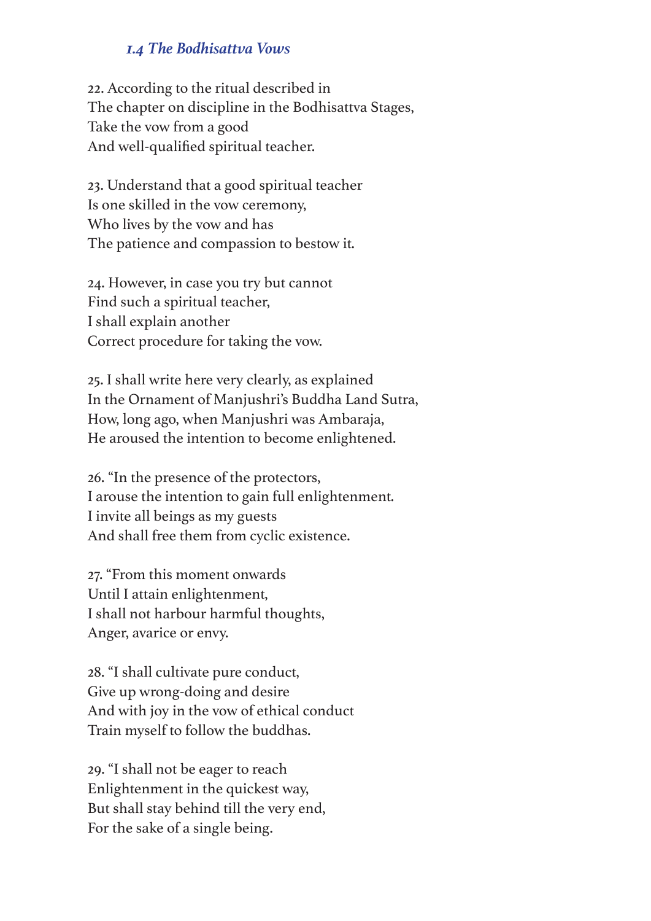### *1.4 The Bodhisattva Vows*

22. According to the ritual described in  
The chapter on discipline in the Bodhisattva Stages,  
Take the vow from a good  
And well-qualified spiritual teacher.

23. Understand that a good spiritual teacher  
Is one skilled in the vow ceremony,  
Who lives by the vow and has  
The patience and compassion to bestow it.

24. However, in case you try but cannot  
Find such a spiritual teacher,  
I shall explain another  
Correct procedure for taking the vow.

25. I shall write here very clearly, as explained  
In the Ornament of Manjushri's Buddha Land Sutra,  
How, long ago, when Manjushri was Ambaraja,  
He aroused the intention to become enlightened.

26. "In the presence of the protectors,  
I arouse the intention to gain full enlightenment.  
I invite all beings as my guests  
And shall free them from cyclic existence.

27. "From this moment onwards  
Until I attain enlightenment,  
I shall not harbour harmful thoughts,  
Anger, avarice or envy.

28. "I shall cultivate pure conduct,  
Give up wrong-doing and desire  
And with joy in the vow of ethical conduct  
Train myself to follow the buddhas.

29. "I shall not be eager to reach  
Enlightenment in the quickest way,  
But shall stay behind till the very end,  
For the sake of a single being.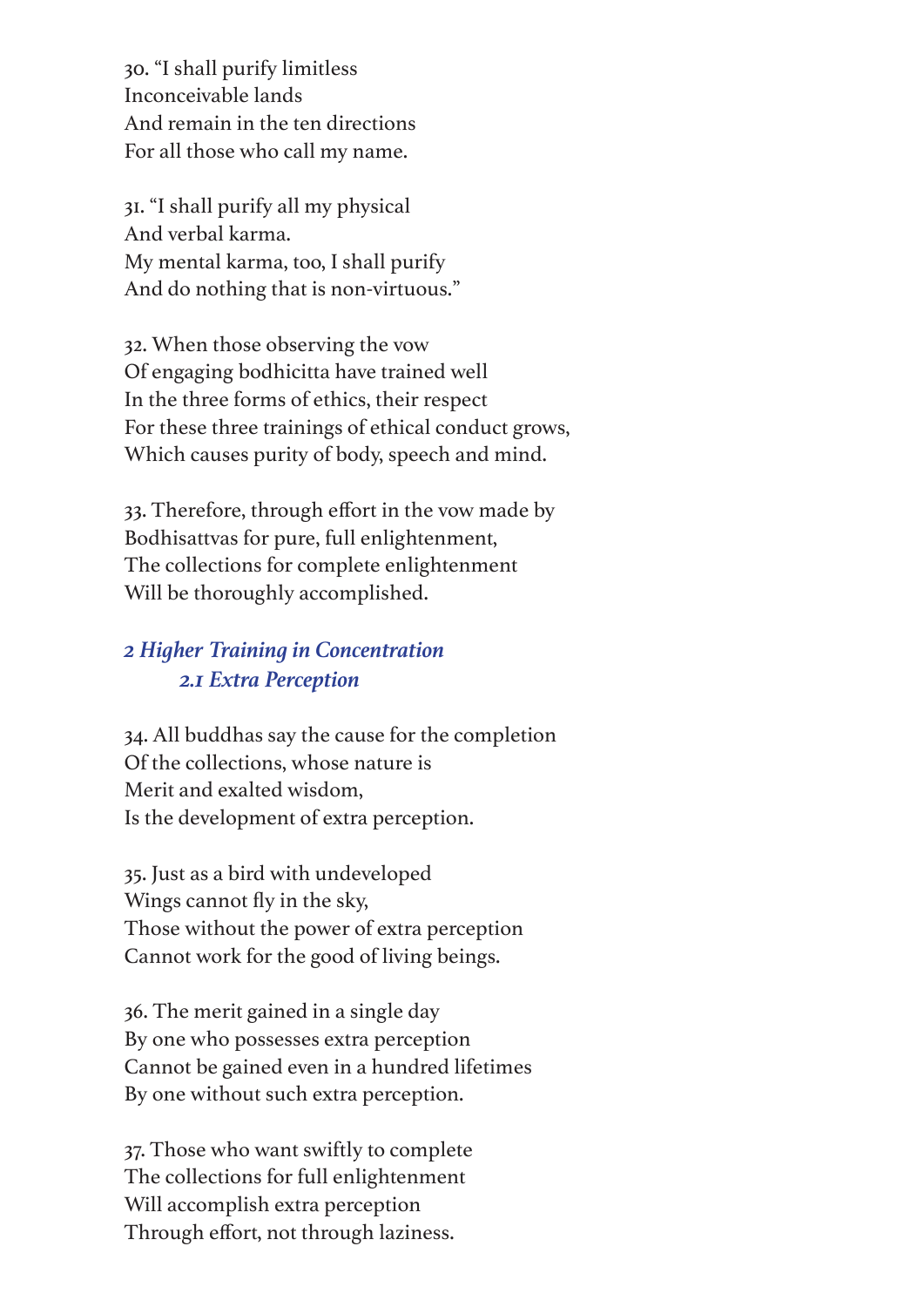30. “I shall purify limitless
Inconceivable lands
And remain in the ten directions
For all those who call my name.

31. “I shall purify all my physical
And verbal karma.
My mental karma, too, I shall purify
And do nothing that is non-virtuous.”

32. When those observing the vow
Of engaging bodhicitta have trained well
In the three forms of ethics, their respect
For these three trainings of ethical conduct grows,
Which causes purity of body, speech and mind.

33. Therefore, through effort in the vow made by
Bodhisattvas for pure, full enlightenment,
The collections for complete enlightenment
Will be thoroughly accomplished.

## *2 Higher Training in Concentration*

### *2.1 Extra Perception*

34. All buddhas say the cause for the completion
Of the collections, whose nature is
Merit and exalted wisdom,
Is the development of extra perception.

35. Just as a bird with undeveloped
Wings cannot fly in the sky,
Those without the power of extra perception
Cannot work for the good of living beings.

36. The merit gained in a single day
By one who possesses extra perception
Cannot be gained even in a hundred lifetimes
By one without such extra perception.

37. Those who want swiftly to complete
The collections for full enlightenment
Will accomplish extra perception
Through effort, not through laziness.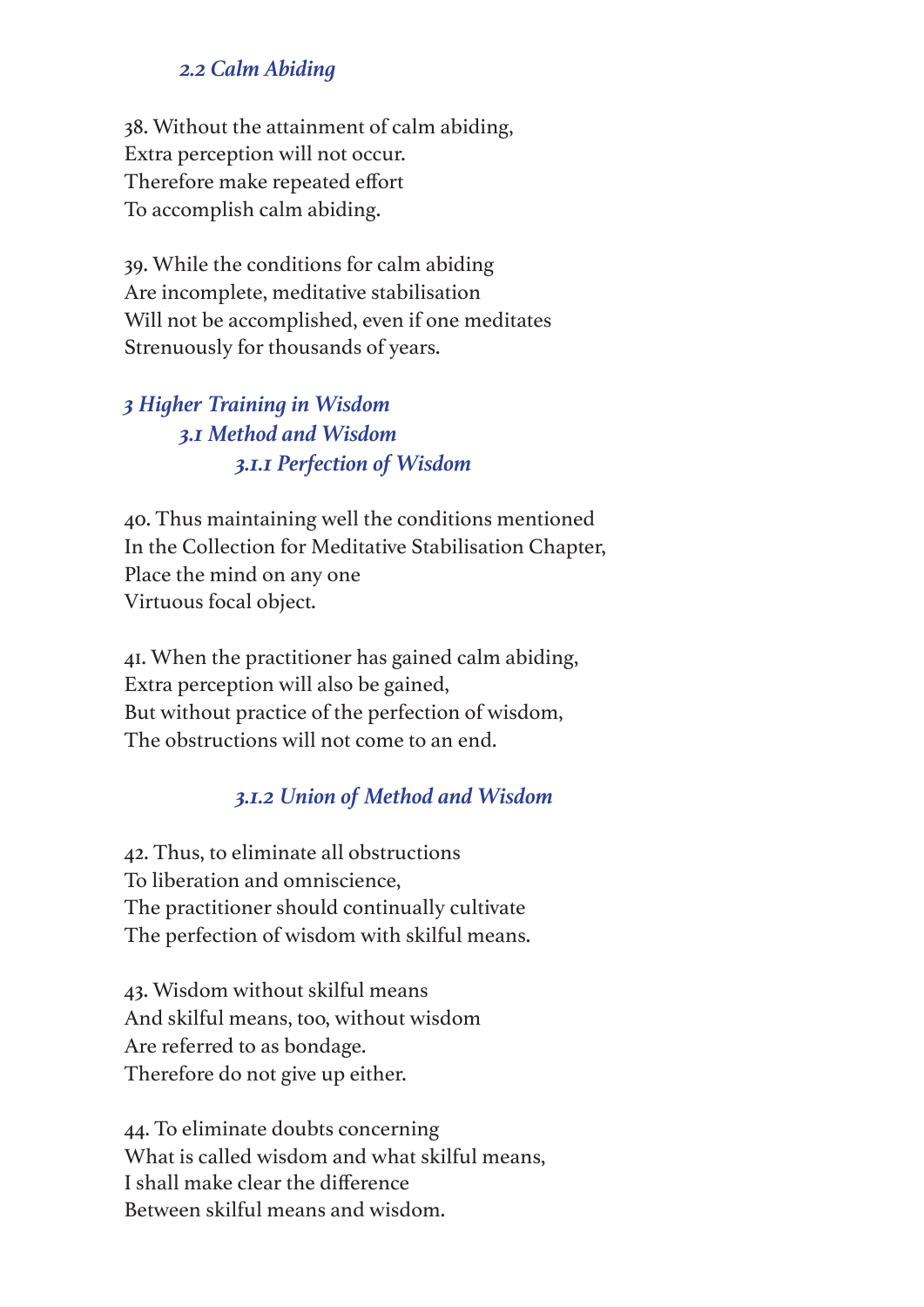### *2.2 Calm Abiding*

38. Without the attainment of calm abiding,
Extra perception will not occur.
Therefore make repeated effort
To accomplish calm abiding.

39. While the conditions for calm abiding
Are incomplete, meditative stabilisation
Will not be accomplished, even if one meditates
Strenuously for thousands of years.

## *3 Higher Training in Wisdom*

### *3.1 Method and Wisdom*

#### *3.1.1 Perfection of Wisdom*

40. Thus maintaining well the conditions mentioned
In the Collection for Meditative Stabilisation Chapter,
Place the mind on any one
Virtuous focal object.

41. When the practitioner has gained calm abiding,
Extra perception will also be gained,
But without practice of the perfection of wisdom,
The obstructions will not come to an end.

#### *3.1.2 Union of Method and Wisdom*

42. Thus, to eliminate all obstructions
To liberation and omniscience,
The practitioner should continually cultivate
The perfection of wisdom with skilful means.

43. Wisdom without skilful means
And skilful means, too, without wisdom
Are referred to as bondage.
Therefore do not give up either.

44. To eliminate doubts concerning
What is called wisdom and what skilful means,
I shall make clear the difference
Between skilful means and wisdom.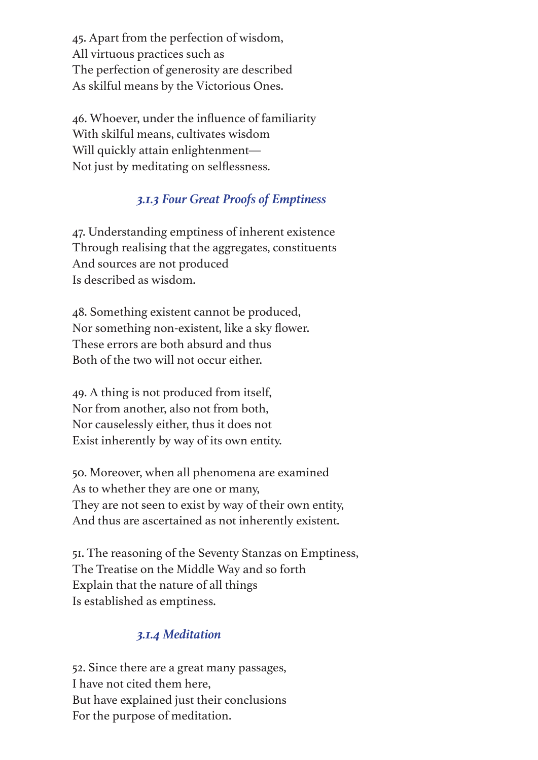45. Apart from the perfection of wisdom,  
All virtuous practices such as  
The perfection of generosity are described  
As skilful means by the Victorious Ones.

46. Whoever, under the influence of familiarity  
With skilful means, cultivates wisdom  
Will quickly attain enlightenment—  
Not just by meditating on selflessness.

### *3.1.3 Four Great Proofs of Emptiness*

47. Understanding emptiness of inherent existence  
Through realising that the aggregates, constituents  
And sources are not produced  
Is described as wisdom.

48. Something existent cannot be produced,  
Nor something non-existent, like a sky flower.  
These errors are both absurd and thus  
Both of the two will not occur either.

49. A thing is not produced from itself,  
Nor from another, also not from both,  
Nor causelessly either, thus it does not  
Exist inherently by way of its own entity.

50. Moreover, when all phenomena are examined  
As to whether they are one or many,  
They are not seen to exist by way of their own entity,  
And thus are ascertained as not inherently existent.

51. The reasoning of the Seventy Stanzas on Emptiness,  
The Treatise on the Middle Way and so forth  
Explain that the nature of all things  
Is established as emptiness.

### *3.1.4 Meditation*

52. Since there are a great many passages,  
I have not cited them here,  
But have explained just their conclusions  
For the purpose of meditation.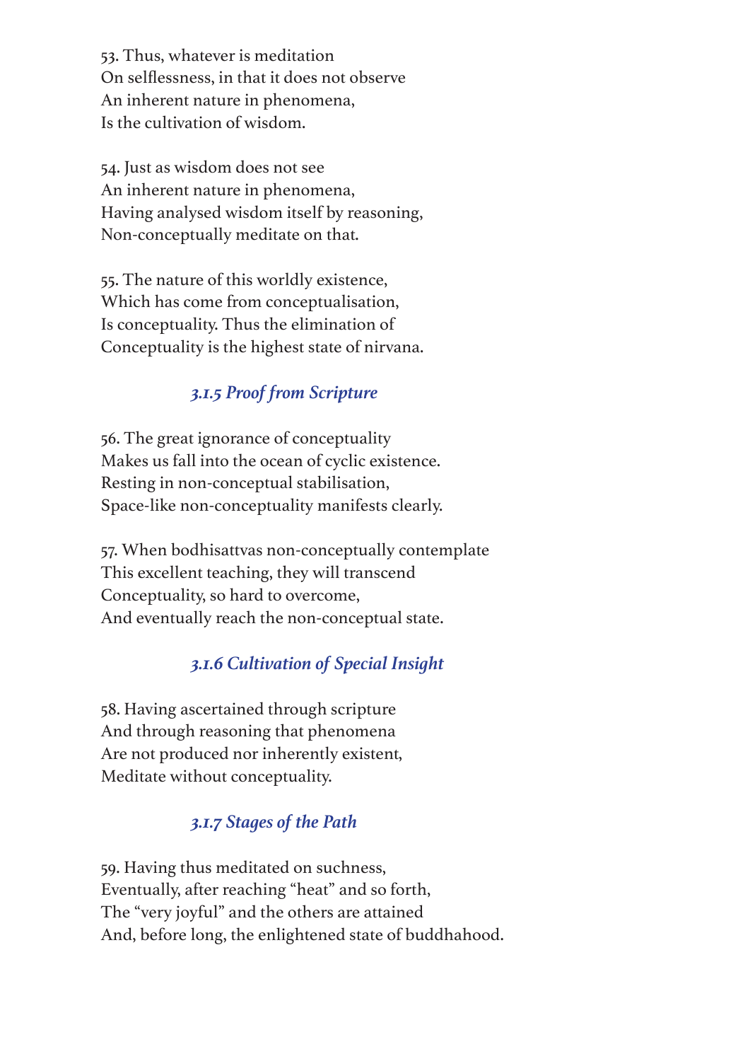53. Thus, whatever is meditation  
On selflessness, in that it does not observe  
An inherent nature in phenomena,  
Is the cultivation of wisdom.

54. Just as wisdom does not see  
An inherent nature in phenomena,  
Having analysed wisdom itself by reasoning,  
Non-conceptually meditate on that.

55. The nature of this worldly existence,  
Which has come from conceptualisation,  
Is conceptuality. Thus the elimination of  
Conceptuality is the highest state of nirvana.

### *3.1.5 Proof from Scripture*

56. The great ignorance of conceptuality  
Makes us fall into the ocean of cyclic existence.  
Resting in non-conceptual stabilisation,  
Space-like non-conceptuality manifests clearly.

57. When bodhisattvas non-conceptually contemplate  
This excellent teaching, they will transcend  
Conceptuality, so hard to overcome,  
And eventually reach the non-conceptual state.

### *3.1.6 Cultivation of Special Insight*

58. Having ascertained through scripture  
And through reasoning that phenomena  
Are not produced nor inherently existent,  
Meditate without conceptuality.

### *3.1.7 Stages of the Path*

59. Having thus meditated on suchness,  
Eventually, after reaching "heat" and so forth,  
The "very joyful" and the others are attained  
And, before long, the enlightened state of buddhahood.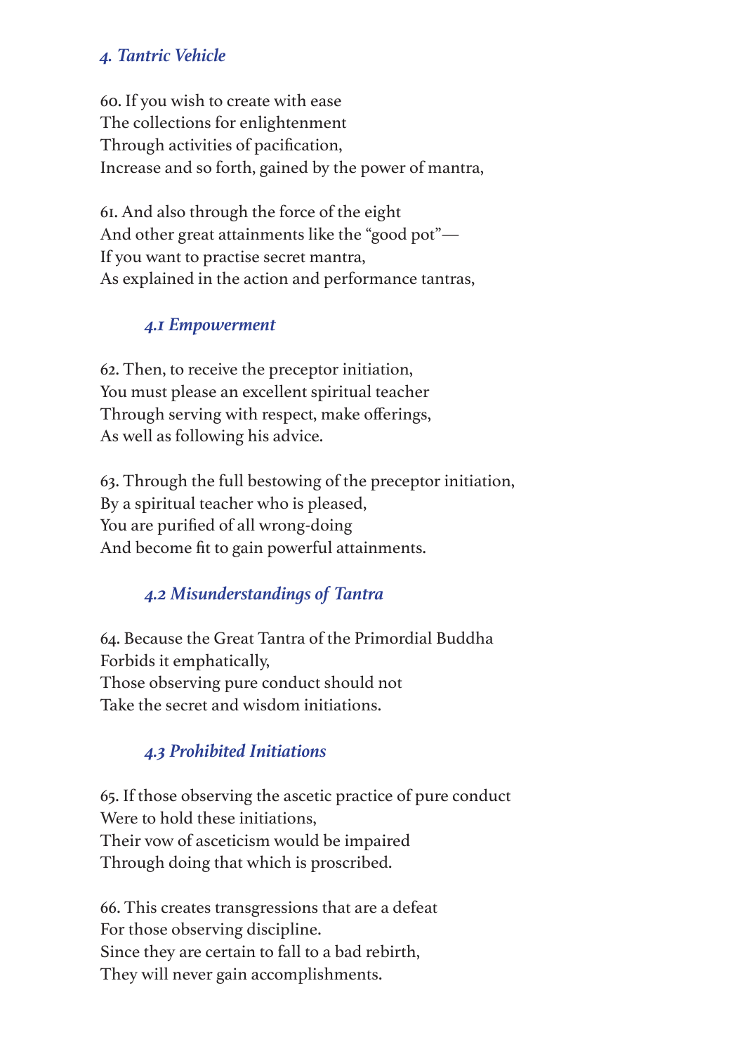## *4. Tantric Vehicle*

60. If you wish to create with ease
The collections for enlightenment
Through activities of pacification,
Increase and so forth, gained by the power of mantra,

61. And also through the force of the eight
And other great attainments like the "good pot"—
If you want to practise secret mantra,
As explained in the action and performance tantras,

### *4.1 Empowerment*

62. Then, to receive the preceptor initiation,
You must please an excellent spiritual teacher
Through serving with respect, make offerings,
As well as following his advice.

63. Through the full bestowing of the preceptor initiation,
By a spiritual teacher who is pleased,
You are purified of all wrong-doing
And become fit to gain powerful attainments.

### *4.2 Misunderstandings of Tantra*

64. Because the Great Tantra of the Primordial Buddha
Forbids it emphatically,
Those observing pure conduct should not
Take the secret and wisdom initiations.

### *4.3 Prohibited Initiations*

65. If those observing the ascetic practice of pure conduct
Were to hold these initiations,
Their vow of asceticism would be impaired
Through doing that which is proscribed.

66. This creates transgressions that are a defeat
For those observing discipline.
Since they are certain to fall to a bad rebirth,
They will never gain accomplishments.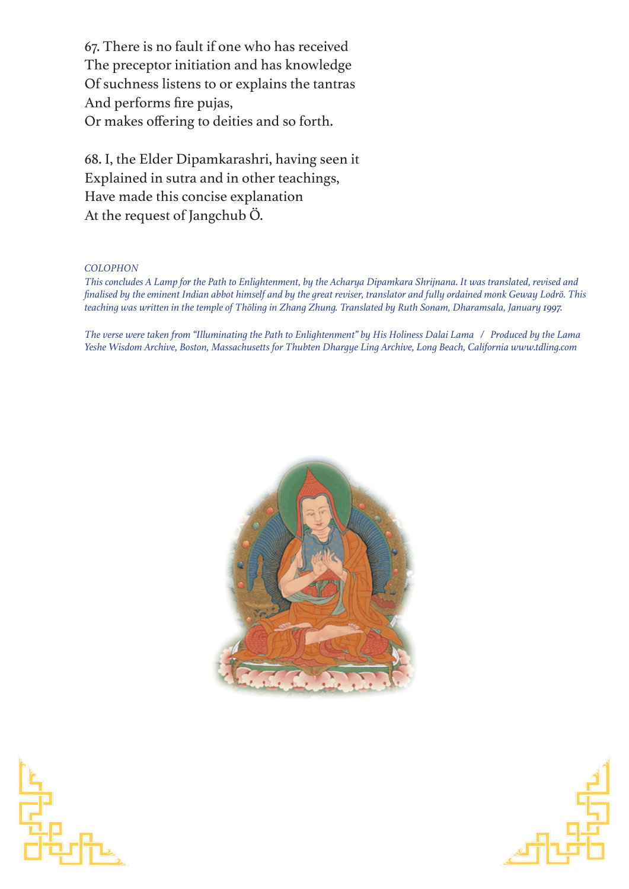67. There is no fault if one who has received
The preceptor initiation and has knowledge
Of suchness listens to or explains the tantras
And performs fire pujas,
Or makes offering to deities and so forth.

68. I, the Elder Dipamkarashri, having seen it
Explained in sutra and in other teachings,
Have made this concise explanation
At the request of Jangchub Ö.

*COLOPHON*

*This concludes A Lamp for the Path to Enlightenment, by the Acharya Dipamkara Shrijnana. It was translated, revised and finalised by the eminent Indian abbot himself and by the great reviser, translator and fully ordained monk Geway Lodrö. This teaching was written in the temple of Thöling in Zhang Zhung. Translated by Ruth Sonam, Dharamsala, January 1997.*

*The verse were taken from "Illuminating the Path to Enlightenment" by His Holiness Dalai Lama / Produced by the Lama Yeshe Wisdom Archive, Boston, Massachusetts for Thubten Dhargye Ling Archive, Long Beach, California www.tdling.com*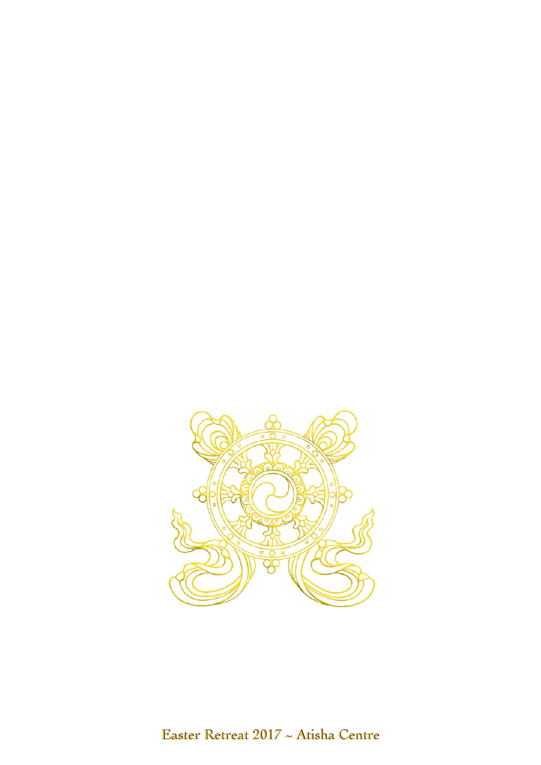Easter Retreat 2017 ~ Atisha Centre